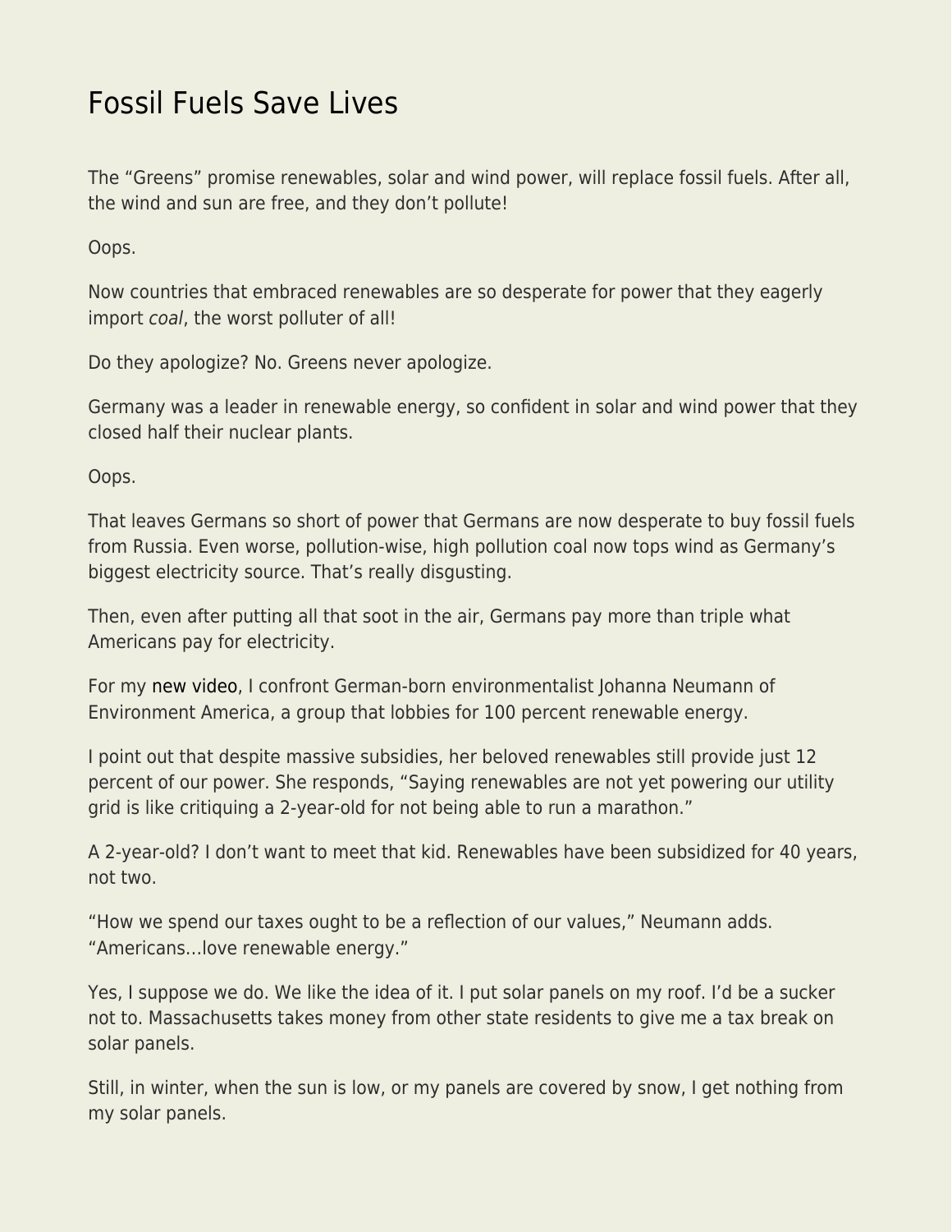# Fossil Fuels Save Lives

The "Greens" promise renewables, solar and wind power, will replace fossil fuels. After all, the wind and sun are free, and they don't pollute!

Oops.

Now countries that embraced renewables are so desperate for power that they eagerly import *coal*, the worst polluter of all!

Do they apologize? No. Greens never apologize.

Germany was a leader in renewable energy, so confident in solar and wind power that they closed half their nuclear plants.

Oops.

That leaves Germans so short of power that Germans are now desperate to buy fossil fuels from Russia. Even worse, pollution-wise, high pollution coal now tops wind as Germany's biggest electricity source. That's really disgusting.

Then, even after putting all that soot in the air, Germans pay more than triple what Americans pay for electricity.

For my new video, I confront German-born environmentalist Johanna Neumann of Environment America, a group that lobbies for 100 percent renewable energy.

I point out that despite massive subsidies, her beloved renewables still provide just 12 percent of our power. She responds, "Saying renewables are not yet powering our utility grid is like critiquing a 2-year-old for not being able to run a marathon."

A 2-year-old? I don't want to meet that kid. Renewables have been subsidized for 40 years, not two.

"How we spend our taxes ought to be a reflection of our values," Neumann adds. "Americans…love renewable energy."

Yes, I suppose we do. We like the idea of it. I put solar panels on my roof. I'd be a sucker not to. Massachusetts takes money from other state residents to give me a tax break on solar panels.

Still, in winter, when the sun is low, or my panels are covered by snow, I get nothing from my solar panels.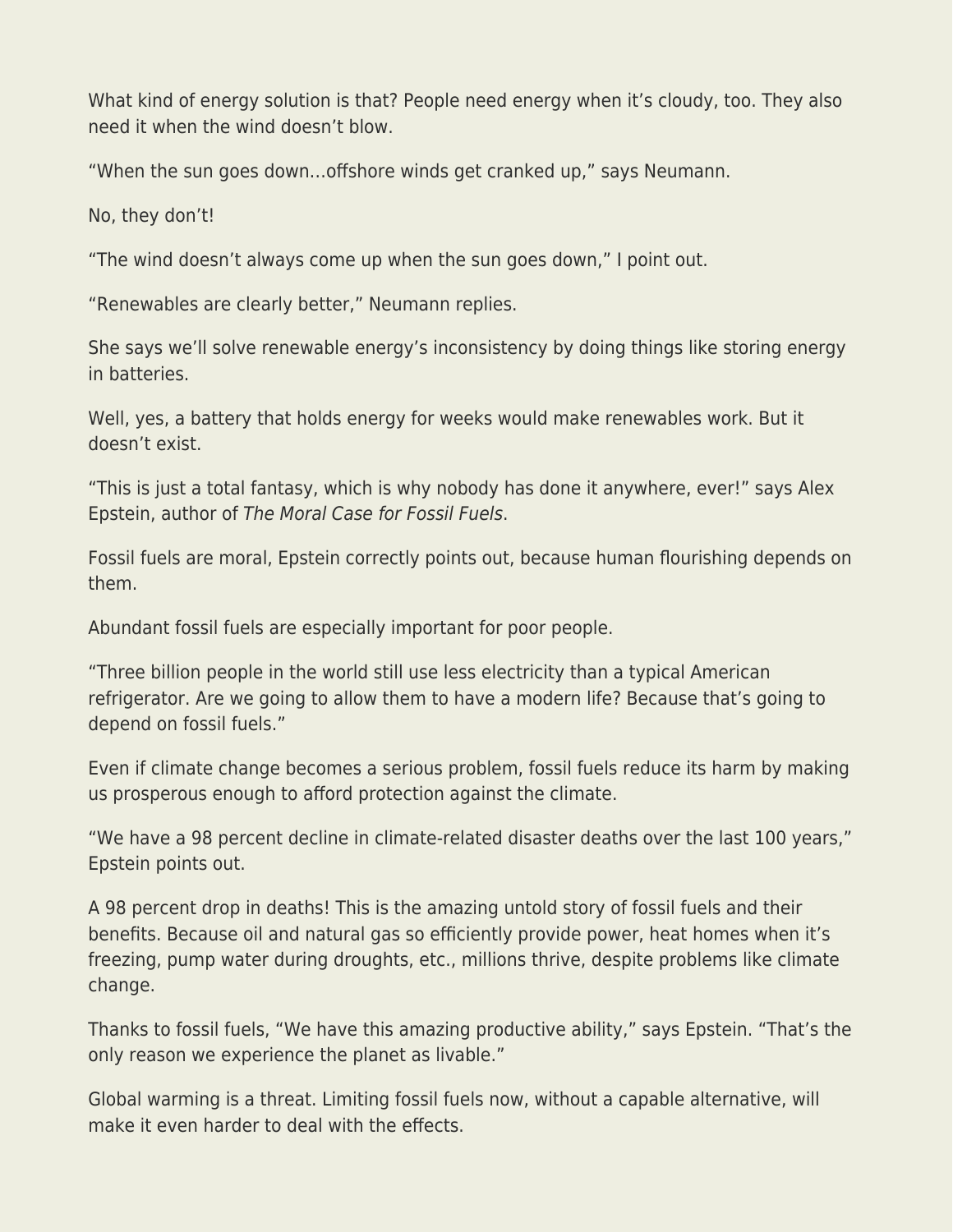What kind of energy solution is that? People need energy when it's cloudy, too. They also need it when the wind doesn't blow.

"When the sun goes down…offshore winds get cranked up," says Neumann.

No, they don't!

"The wind doesn't always come up when the sun goes down," I point out.

"Renewables are clearly better," Neumann replies.

She says we'll solve renewable energy's inconsistency by doing things like storing energy in batteries.

Well, yes, a battery that holds energy for weeks would make renewables work. But it doesn't exist.

"This is just a total fantasy, which is why nobody has done it anywhere, ever!" says Alex Epstein, author of *The Moral Case for Fossil Fuels*.

Fossil fuels are moral, Epstein correctly points out, because human flourishing depends on them.

Abundant fossil fuels are especially important for poor people.

"Three billion people in the world still use less electricity than a typical American refrigerator. Are we going to allow them to have a modern life? Because that's going to depend on fossil fuels."

Even if climate change becomes a serious problem, fossil fuels reduce its harm by making us prosperous enough to afford protection against the climate.

"We have a 98 percent decline in climate-related disaster deaths over the last 100 years," Epstein points out.

A 98 percent drop in deaths! This is the amazing untold story of fossil fuels and their benefits. Because oil and natural gas so efficiently provide power, heat homes when it's freezing, pump water during droughts, etc., millions thrive, despite problems like climate change.

Thanks to fossil fuels, "We have this amazing productive ability," says Epstein. "That's the only reason we experience the planet as livable."

Global warming is a threat. Limiting fossil fuels now, without a capable alternative, will make it even harder to deal with the effects.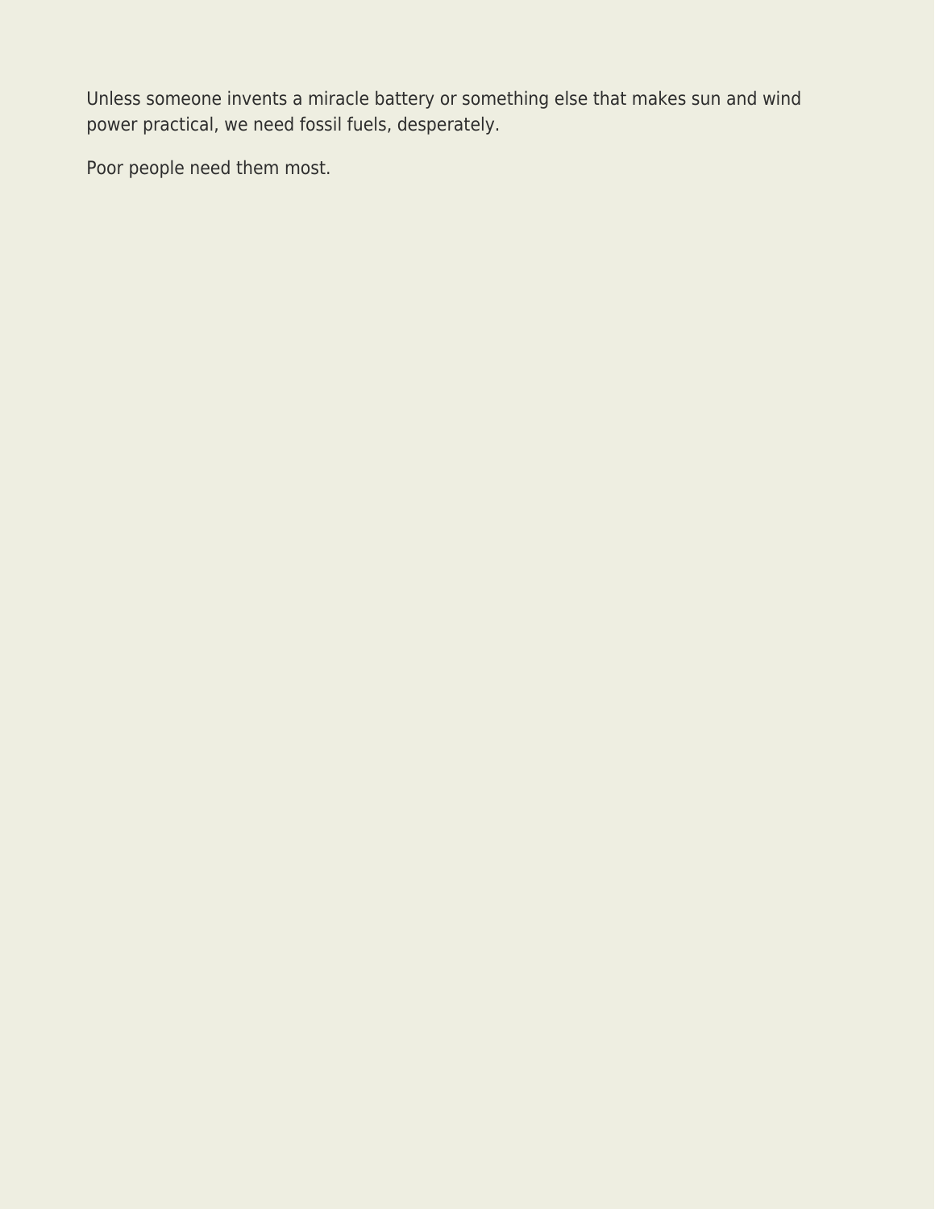Unless someone invents a miracle battery or something else that makes sun and wind power practical, we need fossil fuels, desperately.

Poor people need them most.